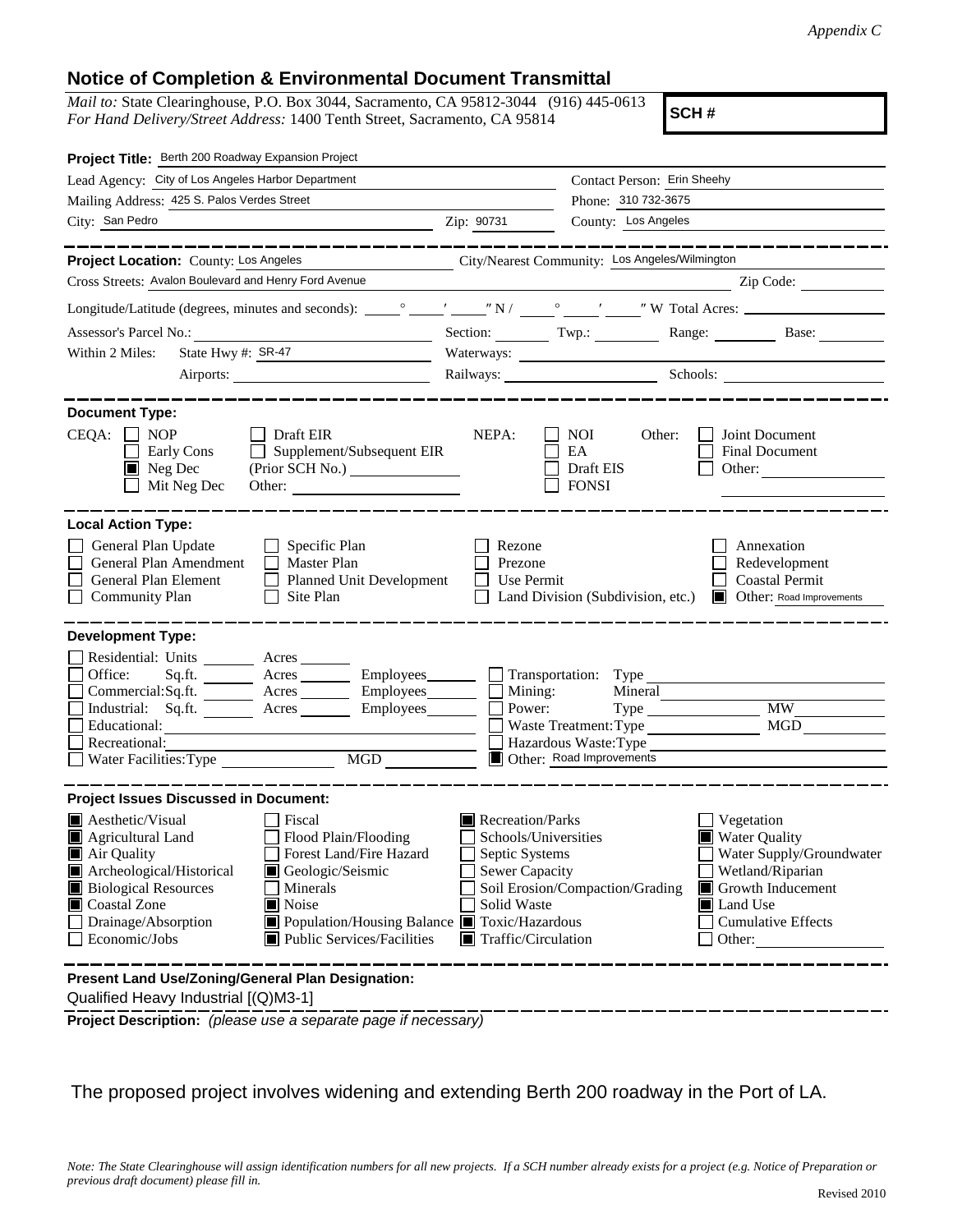*Appendix C*

## Notice of Completion & Environmental Document Transmittal

*Mail to:* State Clearinghouse, P.O. Box 3044, Sacramento, CA 95812-3044 (916) 445-0613
*For Hand Delivery/Street Address:* 1400 Tenth Street, Sacramento, CA 95814

**SCH #**

**Project Title:** Berth 200 Roadway Expansion Project

Lead Agency: City of Los Angeles Harbor Department
Contact Person: Erin Sheehy
Mailing Address: 425 S. Palos Verdes Street
Phone: 310 732-3675
City: San Pedro
Zip: 90731
County: Los Angeles

**Project Location:** County: Los Angeles
City/Nearest Community: Los Angeles/Wilmington
Cross Streets: Avalon Boulevard and Henry Ford Avenue
Zip Code:
Longitude/Latitude (degrees, minutes and seconds): ° ′ ″ N / ° ′ ″ W Total Acres:
Assessor's Parcel No.:
Section: Twp.: Range: Base:
Within 2 Miles: State Hwy #: SR-47
Waterways:
Airports:
Railways:
Schools:

**Document Type:**

CEQA:
- ☐ NOP
- ☐ Early Cons
- ☒ Neg Dec
- ☐ Mit Neg Dec
- ☐ Draft EIR
- ☐ Supplement/Subsequent EIR (Prior SCH No.)
- Other:

NEPA:
- ☐ NOI
- ☐ EA
- ☐ Draft EIS
- ☐ FONSI

Other:
- ☐ Joint Document
- ☐ Final Document
- ☐ Other:

**Local Action Type:**

- ☐ General Plan Update
- ☐ General Plan Amendment
- ☐ General Plan Element
- ☐ Community Plan
- ☐ Specific Plan
- ☐ Master Plan
- ☐ Planned Unit Development
- ☐ Site Plan
- ☐ Rezone
- ☐ Prezone
- ☐ Use Permit
- ☐ Land Division (Subdivision, etc.)
- ☐ Annexation
- ☐ Redevelopment
- ☐ Coastal Permit
- ☒ Other: Road Improvements

**Development Type:**

- ☐ Residential: Units Acres
- ☐ Office: Sq.ft. Acres Employees
- ☐ Commercial: Sq.ft. Acres Employees
- ☐ Industrial: Sq.ft. Acres Employees
- ☐ Educational:
- ☐ Recreational:
- ☐ Water Facilities: Type MGD
- ☐ Transportation: Type
- ☐ Mining: Mineral
- ☐ Power: Type MW
- ☐ Waste Treatment: Type MGD
- ☐ Hazardous Waste: Type
- ☒ Other: Road Improvements

**Project Issues Discussed in Document:**

- ☒ Aesthetic/Visual
- ☒ Agricultural Land
- ☒ Air Quality
- ☒ Archeological/Historical
- ☒ Biological Resources
- ☒ Coastal Zone
- ☐ Drainage/Absorption
- ☐ Economic/Jobs
- ☐ Fiscal
- ☐ Flood Plain/Flooding
- ☐ Forest Land/Fire Hazard
- ☒ Geologic/Seismic
- ☐ Minerals
- ☒ Noise
- ☒ Population/Housing Balance
- ☒ Public Services/Facilities
- ☒ Recreation/Parks
- ☐ Schools/Universities
- ☐ Septic Systems
- ☐ Sewer Capacity
- ☐ Soil Erosion/Compaction/Grading
- ☐ Solid Waste
- ☒ Toxic/Hazardous
- ☒ Traffic/Circulation
- ☐ Vegetation
- ☒ Water Quality
- ☐ Water Supply/Groundwater
- ☐ Wetland/Riparian
- ☒ Growth Inducement
- ☒ Land Use
- ☐ Cumulative Effects
- ☐ Other:

**Present Land Use/Zoning/General Plan Designation:**

Qualified Heavy Industrial [(Q)M3-1]

**Project Description:** *(please use a separate page if necessary)*

The proposed project involves widening and extending Berth 200 roadway in the Port of LA.

*Note: The State Clearinghouse will assign identification numbers for all new projects. If a SCH number already exists for a project (e.g. Notice of Preparation or previous draft document) please fill in.*

Revised 2010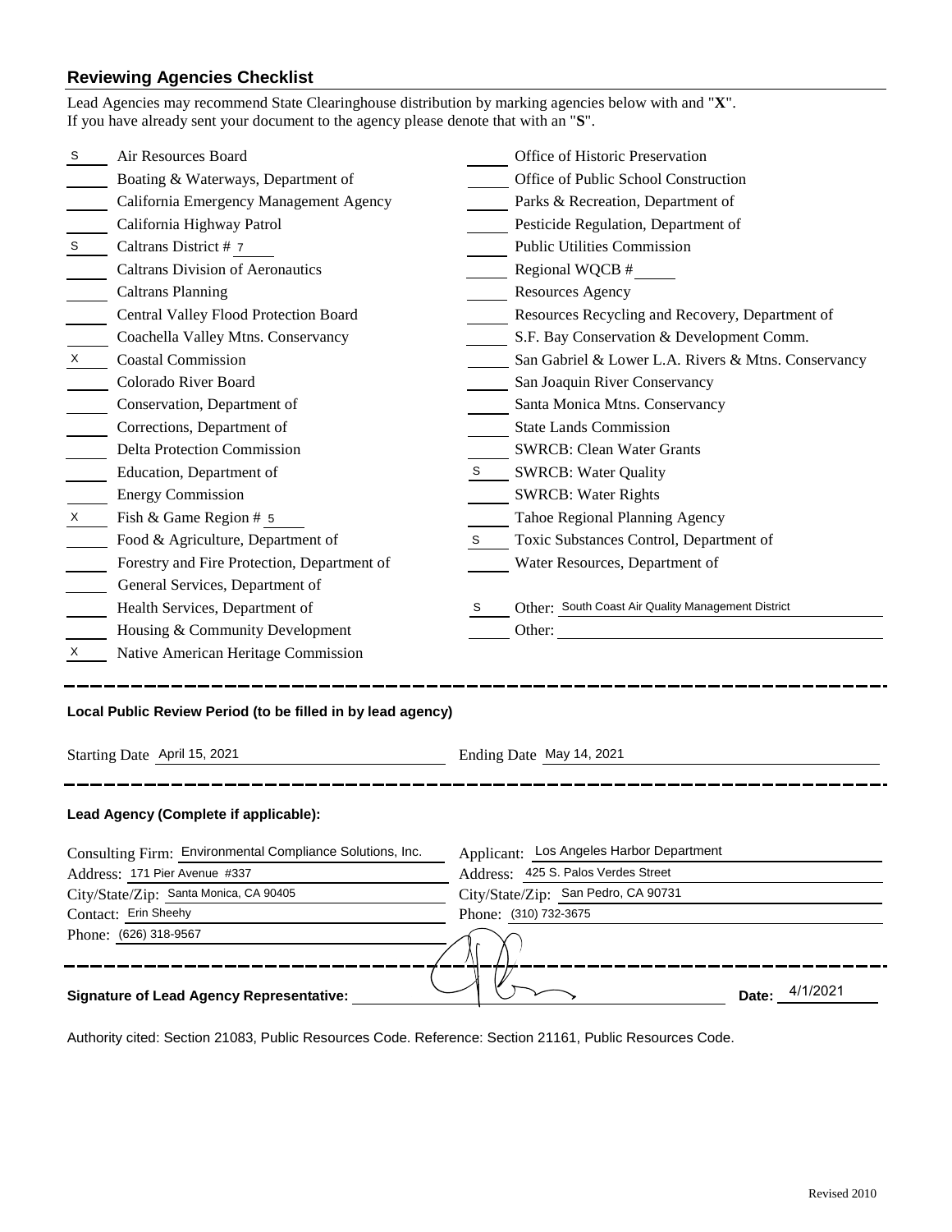## Reviewing Agencies Checklist

Lead Agencies may recommend State Clearinghouse distribution by marking agencies below with and "**X**". If you have already sent your document to the agency please denote that with an "**S**".

| Mark | Agency | Mark | Agency |
|---|---|---|---|
| S | Air Resources Board | | Office of Historic Preservation |
| | Boating & Waterways, Department of | | Office of Public School Construction |
| | California Emergency Management Agency | | Parks & Recreation, Department of |
| | California Highway Patrol | | Pesticide Regulation, Department of |
| S | Caltrans District # 7 | | Public Utilities Commission |
| | Caltrans Division of Aeronautics | | Regional WQCB # |
| | Caltrans Planning | | Resources Agency |
| | Central Valley Flood Protection Board | | Resources Recycling and Recovery, Department of |
| | Coachella Valley Mtns. Conservancy | | S.F. Bay Conservation & Development Comm. |
| X | Coastal Commission | | San Gabriel & Lower L.A. Rivers & Mtns. Conservancy |
| | Colorado River Board | | San Joaquin River Conservancy |
| | Conservation, Department of | | Santa Monica Mtns. Conservancy |
| | Corrections, Department of | | State Lands Commission |
| | Delta Protection Commission | | SWRCB: Clean Water Grants |
| | Education, Department of | S | SWRCB: Water Quality |
| | Energy Commission | | SWRCB: Water Rights |
| X | Fish & Game Region # 5 | | Tahoe Regional Planning Agency |
| | Food & Agriculture, Department of | S | Toxic Substances Control, Department of |
| | Forestry and Fire Protection, Department of | | Water Resources, Department of |
| | General Services, Department of | | |
| | Health Services, Department of | S | Other: South Coast Air Quality Management District |
| | Housing & Community Development | | Other: |
| X | Native American Heritage Commission | | |

**Local Public Review Period (to be filled in by lead agency)**

Starting Date April 15, 2021 Ending Date May 14, 2021

**Lead Agency (Complete if applicable):**

Consulting Firm: Environmental Compliance Solutions, Inc.
Address: 171 Pier Avenue #337
City/State/Zip: Santa Monica, CA 90405
Contact: Erin Sheehy
Phone: (626) 318-9567

Applicant: Los Angeles Harbor Department
Address: 425 S. Palos Verdes Street
City/State/Zip: San Pedro, CA 90731
Phone: (310) 732-3675

**Signature of Lead Agency Representative:** [signature] **Date:** 4/1/2021

Authority cited: Section 21083, Public Resources Code. Reference: Section 21161, Public Resources Code.

Revised 2010